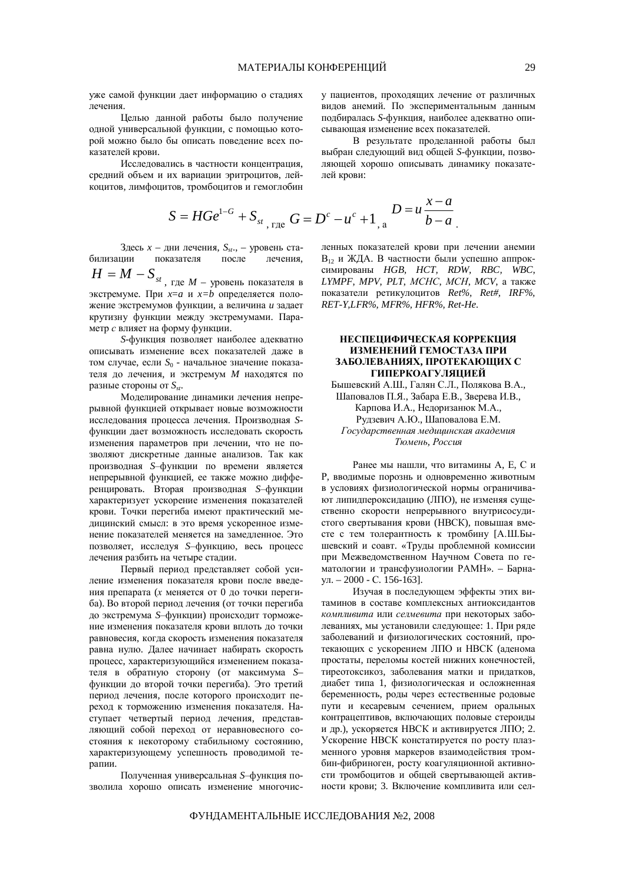уже самой функции дает информацию о стадиях лечения.

Целью данной работы было получение одной универсальной функции, с помощью которой можно было бы описать поведение всех показателей крови.

Исследовались в частности концентрация, средний объем и их вариации эритроцитов, лейкоцитов, лимфоцитов, тромбоцитов и гемоглобин у пациентов, проходящих лечение от различных видов анемий. По экспериментальным данным подбиралась *S*-функция, наиболее адекватно описывающая изменение всех показателей.

В результате проделанной работы был выбран следующий вид общей *S*-функции, позволяющей хорошо описывать динамику показателей крови:

$$S = HGe^{1-G} + S_{st}, \text{ где } G = D^c - u^c + 1, \text{ а } D = u\frac{x-a}{b-a}.$$

Здесь *x* – дни лечения, $S_{st}$, – уровень стабилизации показателя после лечения, $H = M - S_{st}$, где *M* – уровень показателя в экстремуме. При *x=a* и *x=b* определяется положение экстремумов функции, а величина *u* задает крутизну функции между экстремумами. Параметр *c* влияет на форму функции.

*S*-функция позволяет наиболее адекватно описывать изменение всех показателей даже в том случае, если $S_0$ - начальное значение показателя до лечения, и экстремум *M* находятся по разные стороны от $S_{st}$.

Моделирование динамики лечения непрерывной функцией открывает новые возможности исследования процесса лечения. Производная *S*-функции дает возможность исследовать скорость изменения параметров при лечении, что не позволяют дискретные данные анализов. Так как производная *S*–функции по времени является непрерывной функцией, ее также можно дифференцировать. Вторая производная *S*–функции характеризует ускорение изменения показателей крови. Точки перегиба имеют практический медицинский смысл: в это время ускоренное изменение показателей меняется на замедленное. Это позволяет, исследуя *S*–функцию, весь процесс лечения разбить на четыре стадии.

Первый период представляет собой усиление изменения показателя крови после введения препарата (*x* меняется от 0 до точки перегиба). Во второй период лечения (от точки перегиба до экстремума *S*–функции) происходит торможение изменения показателя крови вплоть до точки равновесия, когда скорость изменения показателя равна нулю. Далее начинает набирать скорость процесс, характеризующийся изменением показателя в обратную сторону (от максимума *S*–функции до второй точки перегиба). Это третий период лечения, после которого происходит переход к торможению изменения показателя. Наступает четвертый период лечения, представляющий собой переход от неравновесного состояния к некоторому стабильному состоянию, характеризующему успешность проводимой терапии.

Полученная универсальная *S*–функция позволила хорошо описать изменение многочисленных показателей крови при лечении анемии $B_{12}$ и ЖДА. В частности были успешно аппроксимированы *HGB, HCT, RDW, RBC, WBC, LYMPF, MPV, PLT, MCHC, MCH, MCV*, а также показатели ретикулоцитов *Ret%, Ret#, IRF%, RET-Y,LFR%, MFR%, HFR%, Ret-He*.

## НЕСПЕЦИФИЧЕСКАЯ КОРРЕКЦИЯ ИЗМЕНЕНИЙ ГЕМОСТАЗА ПРИ ЗАБОЛЕВАНИЯХ, ПРОТЕКАЮЩИХ С ГИПЕРКОАГУЛЯЦИЕЙ

Бышевский А.Ш., Галян С.Л., Полякова В.А., Шаповалов П.Я., Забара Е.В., Зверева И.В., Карпова И.А., Недоризанюк М.А., Рудзевич А.Ю., Шаповалова Е.М.

*Государственная медицинская академия*
*Тюмень, Россия*

Ранее мы нашли, что витамины А, Е, С и Р, вводимые порознь и одновременно животным в условиях физиологической нормы ограничивают липидпероксидацию (ЛПО), не изменяя существенно скорости непрерывного внутрисосудистого свертывания крови (НВСК), повышая вместе с тем толерантность к тромбину [А.Ш.Бышевский и соавт. «Труды проблемной комиссии при Межведомственном Научном Совета по гематологии и трансфузиологии РАМН». – Барнаул. – 2000 - С. 156-163].

Изучая в последующем эффекты этих витаминов в составе комплексных антиоксидантов *компливита* или *селмевита* при некоторых заболеваниях, мы установили следующее: 1. При ряде заболеваний и физиологических состояний, протекающих с ускорением ЛПО и НВСК (аденома простаты, переломы костей нижних конечностей, тиреотоксикоз, заболевания матки и придатков, диабет типа 1, физиологическая и осложненная беременность, роды через естественные родовые пути и кесаревым сечением, прием оральных контрацептивов, включающих половые стероиды и др.), ускоряется НВСК и активируется ЛПО; 2. Ускорение НВСК констатируется по росту плазменного уровня маркеров взаимодействия тромбин-фибриноген, росту коагуляционной активности тромбоцитов и общей свертывающей активности крови; 3. Включение компливита или сел-